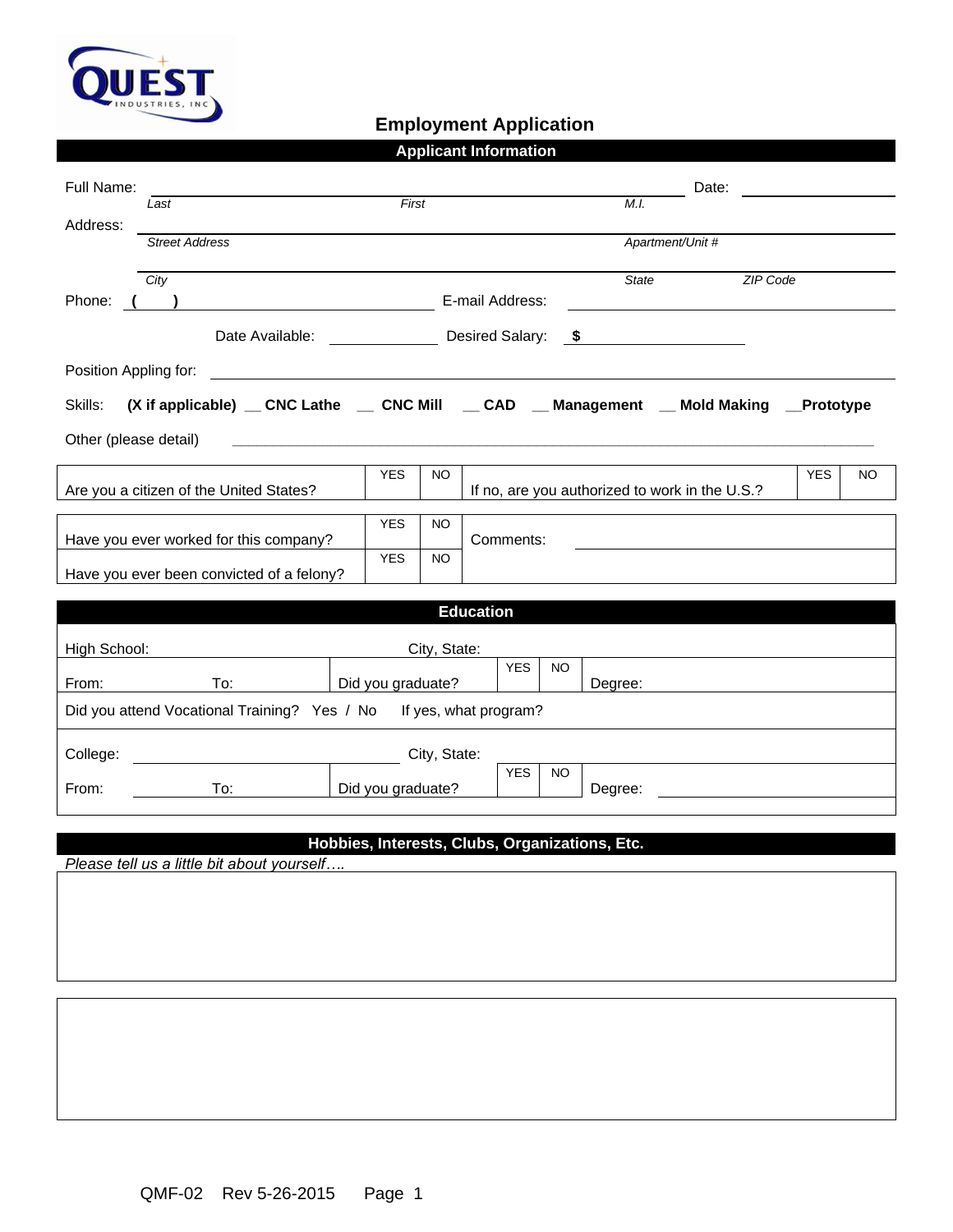QUEST INDUSTRIES, INC

# Employment Application

## Applicant Information

Full Name: ______________________________ Date: ____________

*Last* *First* *M.I.*

Address: ______________________________

*Street Address* *Apartment/Unit #*

______________________________

*City* *State* *ZIP Code*

Phone: **( )** ____________ E-mail Address: ____________

Date Available: ____________ Desired Salary: **$** ____________

Position Appling for: ______________________________

Skills: **(X if applicable) __ CNC Lathe __ CNC Mill __ CAD __ Management __ Mold Making __Prototype**

Other (please detail) ______________________________

| Are you a citizen of the United States? | YES | NO | If no, are you authorized to work in the U.S.? | YES | NO |
|---|---|---|---|---|---|

| Have you ever worked for this company? | YES | NO | Comments: |
|---|---|---|---|
| Have you ever been convicted of a felony? | YES | NO | |

## Education

| High School: | City, State: | | | |
|---|---|---|---|---|
| From: To: | Did you graduate? | YES | NO | Degree: |
| Did you attend Vocational Training? Yes / No If yes, what program? | | | | |
| College: | City, State: | | | |
| From: To: | Did you graduate? | YES | NO | Degree: |

## Hobbies, Interests, Clubs, Organizations, Etc.

*Please tell us a little bit about yourself….*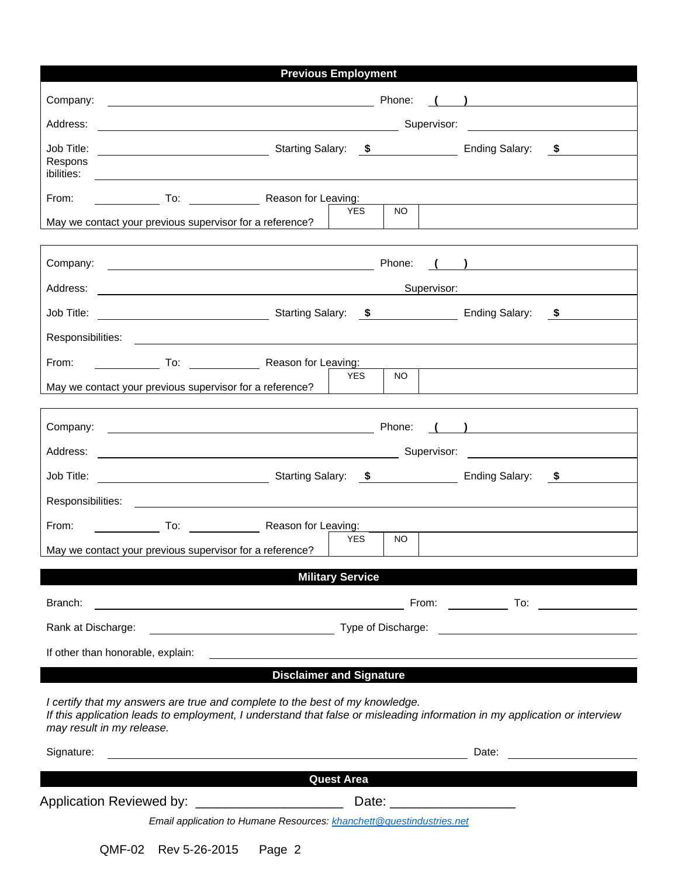## Previous Employment

Company: ______________________________ Phone: ( ) ______________

Address: ______________________________ Supervisor: ______________

Job Title: ______________ Starting Salary: $ ______________ Ending Salary: $ ______________

Responsibilities: ______________________________

From: __________ To: __________ Reason for Leaving: ______________

May we contact your previous supervisor for a reference? YES NO

Company: ______________________________ Phone: ( ) ______________

Address: ______________________________ Supervisor: ______________

Job Title: ______________ Starting Salary: $ ______________ Ending Salary: $ ______________

Responsibilities: ______________________________

From: __________ To: __________ Reason for Leaving: ______________

May we contact your previous supervisor for a reference? YES NO

Company: ______________________________ Phone: ( ) ______________

Address: ______________________________ Supervisor: ______________

Job Title: ______________ Starting Salary: $ ______________ Ending Salary: $ ______________

Responsibilities: ______________________________

From: __________ To: __________ Reason for Leaving: ______________

May we contact your previous supervisor for a reference? YES NO

## Military Service

Branch: ______________________________ From: __________ To: __________

Rank at Discharge: ______________ Type of Discharge: ______________

If other than honorable, explain: ______________________________

## Disclaimer and Signature

*I certify that my answers are true and complete to the best of my knowledge.*
*If this application leads to employment, I understand that false or misleading information in my application or interview may result in my release.*

Signature: ______________________________ Date: ______________

## Quest Area

Application Reviewed by: ____________________ Date: _________________

*Email application to Humane Resources: khanchett@questindustries.net*

QMF-02 Rev 5-26-2015